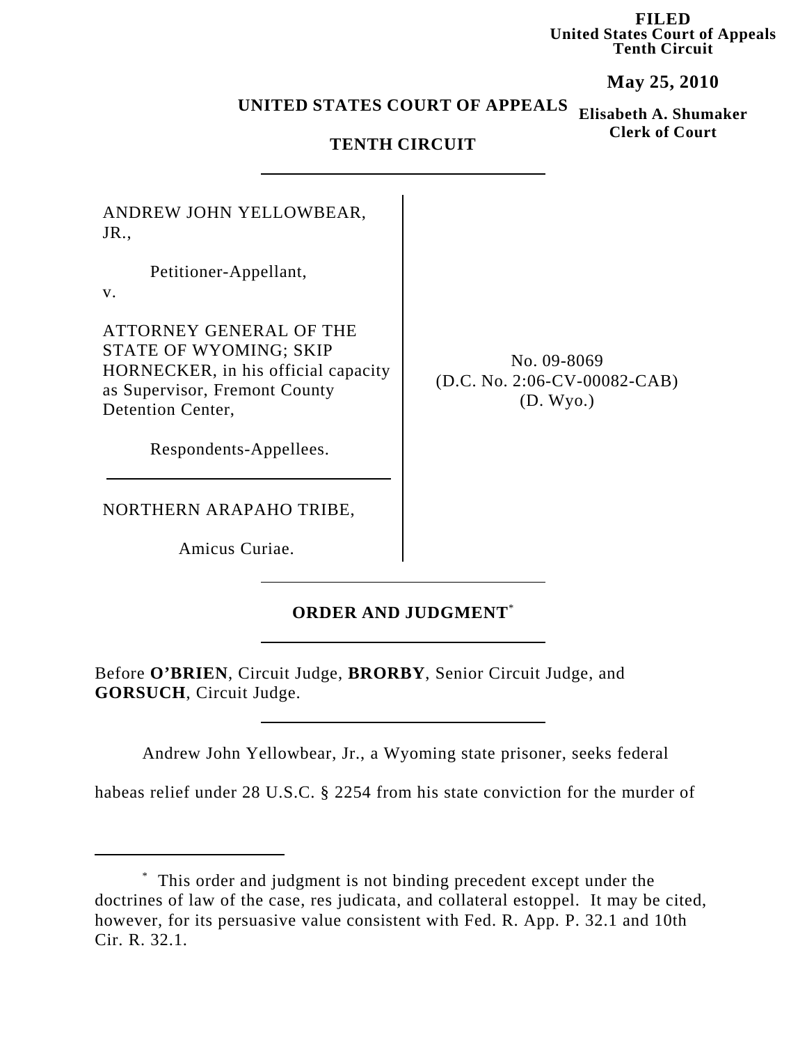**FILED**
**United States Court of Appeals**
**Tenth Circuit**

**May 25, 2010**

**Elisabeth A. Shumaker**
**Clerk of Court**

**UNITED STATES COURT OF APPEALS**

**TENTH CIRCUIT**

---

ANDREW JOHN YELLOWBEAR, JR.,

Petitioner-Appellant,

v.

ATTORNEY GENERAL OF THE STATE OF WYOMING; SKIP HORNECKER, in his official capacity as Supervisor, Fremont County Detention Center,

Respondents-Appellees.

---

NORTHERN ARAPAHO TRIBE,

Amicus Curiae.

No. 09-8069
(D.C. No. 2:06-CV-00082-CAB)
(D. Wyo.)

---

## ORDER AND JUDGMENT[*]

---

Before **O'BRIEN**, Circuit Judge, **BRORBY**, Senior Circuit Judge, and **GORSUCH**, Circuit Judge.

---

Andrew John Yellowbear, Jr., a Wyoming state prisoner, seeks federal habeas relief under 28 U.S.C. § 2254 from his state conviction for the murder of

---

[*] This order and judgment is not binding precedent except under the doctrines of law of the case, res judicata, and collateral estoppel. It may be cited, however, for its persuasive value consistent with Fed. R. App. P. 32.1 and 10th Cir. R. 32.1.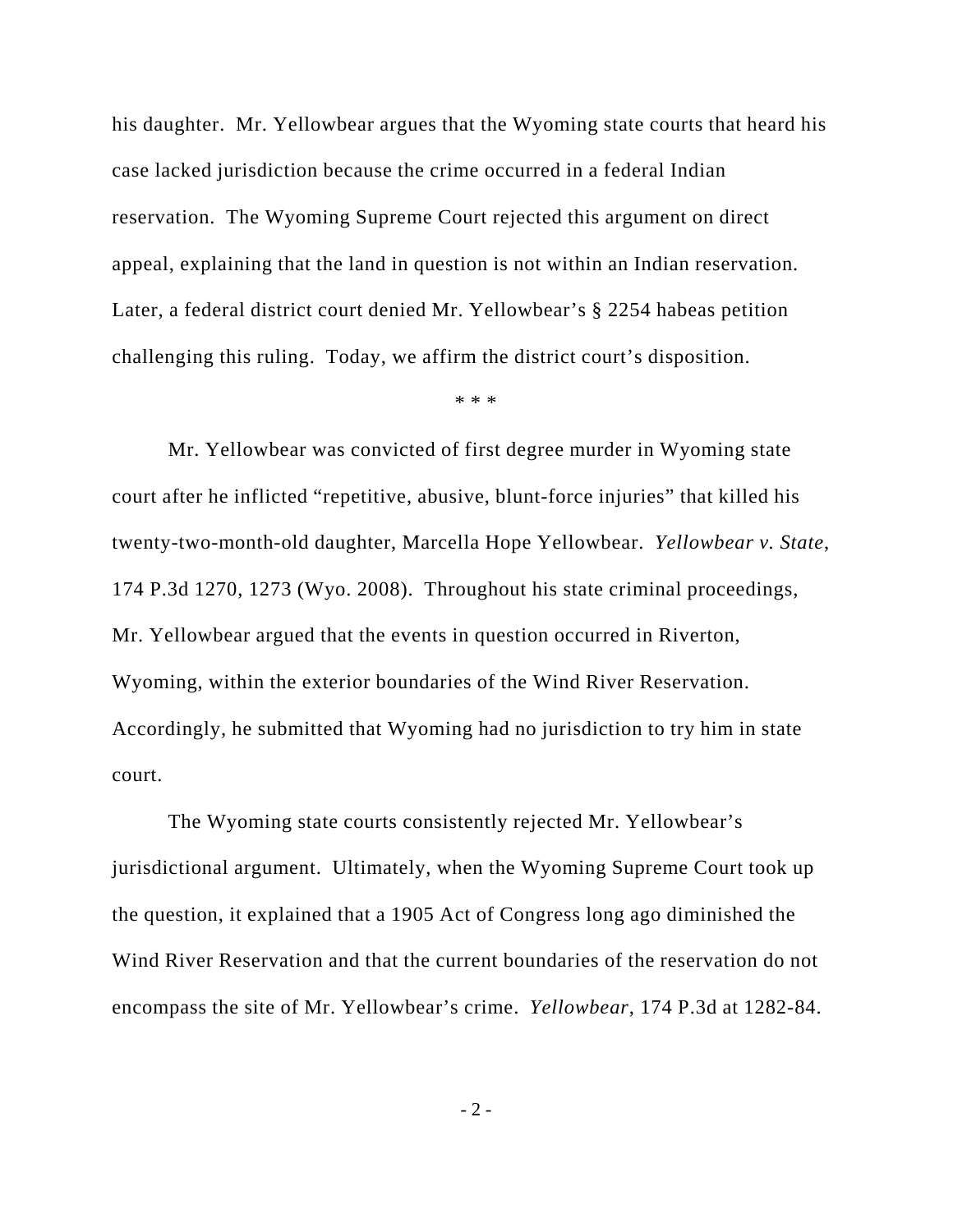his daughter. Mr. Yellowbear argues that the Wyoming state courts that heard his case lacked jurisdiction because the crime occurred in a federal Indian reservation. The Wyoming Supreme Court rejected this argument on direct appeal, explaining that the land in question is not within an Indian reservation. Later, a federal district court denied Mr. Yellowbear's § 2254 habeas petition challenging this ruling. Today, we affirm the district court's disposition.

\* \* \*

Mr. Yellowbear was convicted of first degree murder in Wyoming state court after he inflicted "repetitive, abusive, blunt-force injuries" that killed his twenty-two-month-old daughter, Marcella Hope Yellowbear. *Yellowbear v. State*, 174 P.3d 1270, 1273 (Wyo. 2008). Throughout his state criminal proceedings, Mr. Yellowbear argued that the events in question occurred in Riverton, Wyoming, within the exterior boundaries of the Wind River Reservation. Accordingly, he submitted that Wyoming had no jurisdiction to try him in state court.

The Wyoming state courts consistently rejected Mr. Yellowbear's jurisdictional argument. Ultimately, when the Wyoming Supreme Court took up the question, it explained that a 1905 Act of Congress long ago diminished the Wind River Reservation and that the current boundaries of the reservation do not encompass the site of Mr. Yellowbear's crime. *Yellowbear*, 174 P.3d at 1282-84.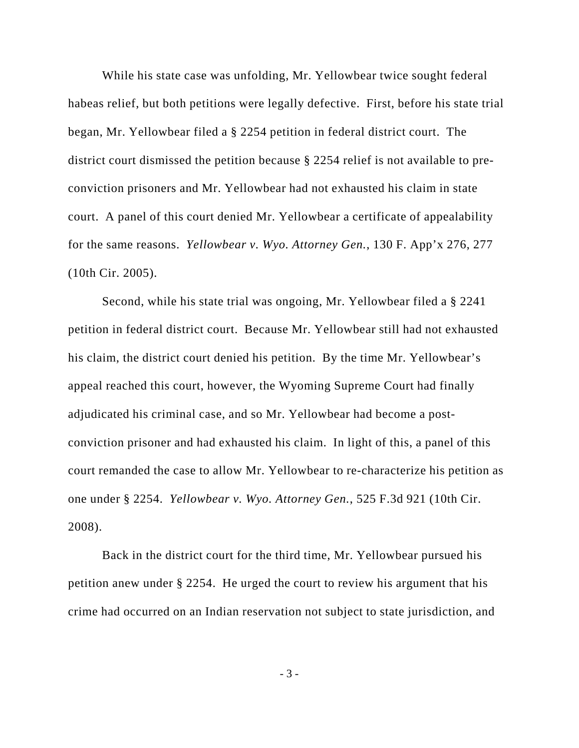While his state case was unfolding, Mr. Yellowbear twice sought federal habeas relief, but both petitions were legally defective. First, before his state trial began, Mr. Yellowbear filed a § 2254 petition in federal district court. The district court dismissed the petition because § 2254 relief is not available to pre-conviction prisoners and Mr. Yellowbear had not exhausted his claim in state court. A panel of this court denied Mr. Yellowbear a certificate of appealability for the same reasons. *Yellowbear v. Wyo. Attorney Gen.*, 130 F. App'x 276, 277 (10th Cir. 2005).

Second, while his state trial was ongoing, Mr. Yellowbear filed a § 2241 petition in federal district court. Because Mr. Yellowbear still had not exhausted his claim, the district court denied his petition. By the time Mr. Yellowbear's appeal reached this court, however, the Wyoming Supreme Court had finally adjudicated his criminal case, and so Mr. Yellowbear had become a post-conviction prisoner and had exhausted his claim. In light of this, a panel of this court remanded the case to allow Mr. Yellowbear to re-characterize his petition as one under § 2254. *Yellowbear v. Wyo. Attorney Gen.*, 525 F.3d 921 (10th Cir. 2008).

Back in the district court for the third time, Mr. Yellowbear pursued his petition anew under § 2254. He urged the court to review his argument that his crime had occurred on an Indian reservation not subject to state jurisdiction, and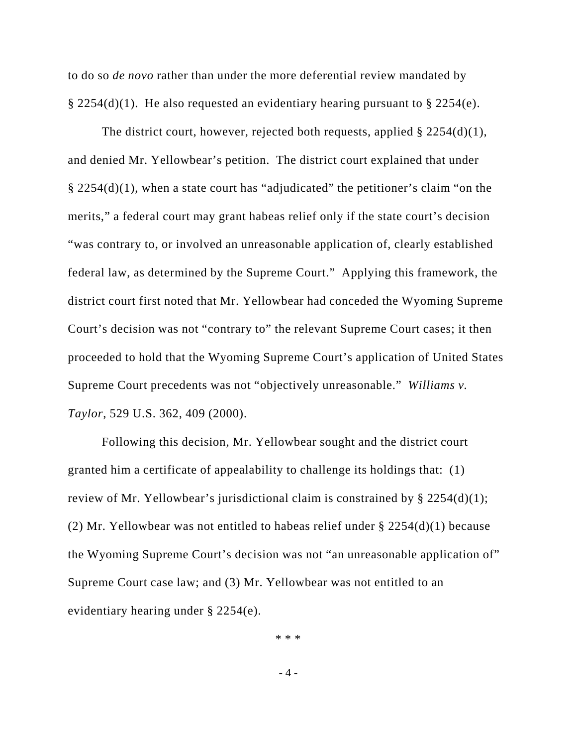to do so *de novo* rather than under the more deferential review mandated by § 2254(d)(1). He also requested an evidentiary hearing pursuant to § 2254(e).

The district court, however, rejected both requests, applied § 2254(d)(1), and denied Mr. Yellowbear's petition. The district court explained that under § 2254(d)(1), when a state court has "adjudicated" the petitioner's claim "on the merits," a federal court may grant habeas relief only if the state court's decision "was contrary to, or involved an unreasonable application of, clearly established federal law, as determined by the Supreme Court." Applying this framework, the district court first noted that Mr. Yellowbear had conceded the Wyoming Supreme Court's decision was not "contrary to" the relevant Supreme Court cases; it then proceeded to hold that the Wyoming Supreme Court's application of United States Supreme Court precedents was not "objectively unreasonable." *Williams v. Taylor*, 529 U.S. 362, 409 (2000).

Following this decision, Mr. Yellowbear sought and the district court granted him a certificate of appealability to challenge its holdings that: (1) review of Mr. Yellowbear's jurisdictional claim is constrained by § 2254(d)(1); (2) Mr. Yellowbear was not entitled to habeas relief under § 2254(d)(1) because the Wyoming Supreme Court's decision was not "an unreasonable application of" Supreme Court case law; and (3) Mr. Yellowbear was not entitled to an evidentiary hearing under § 2254(e).

\* \* \*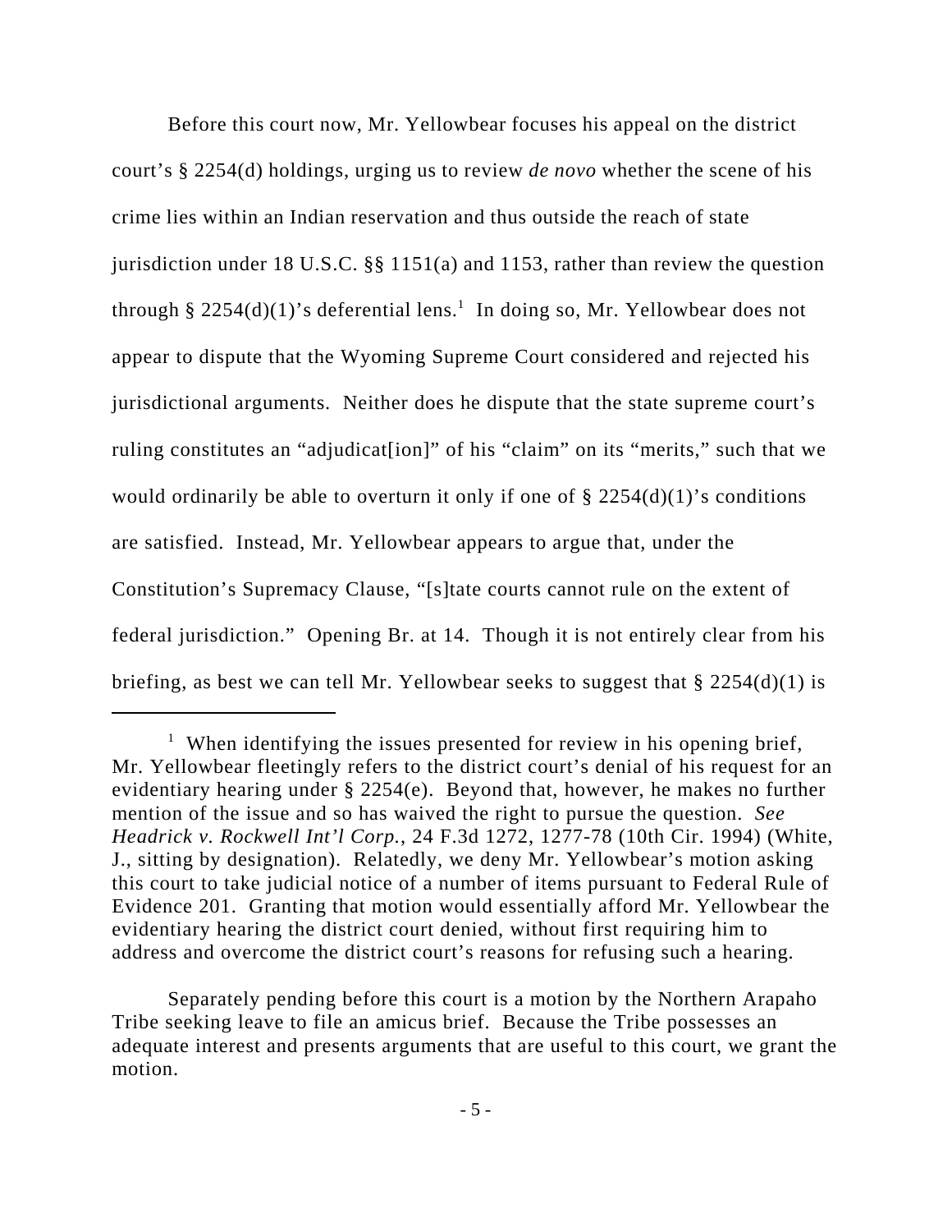Before this court now, Mr. Yellowbear focuses his appeal on the district court's § 2254(d) holdings, urging us to review *de novo* whether the scene of his crime lies within an Indian reservation and thus outside the reach of state jurisdiction under 18 U.S.C. §§ 1151(a) and 1153, rather than review the question through § 2254(d)(1)'s deferential lens.[1] In doing so, Mr. Yellowbear does not appear to dispute that the Wyoming Supreme Court considered and rejected his jurisdictional arguments. Neither does he dispute that the state supreme court's ruling constitutes an "adjudicat[ion]" of his "claim" on its "merits," such that we would ordinarily be able to overturn it only if one of § 2254(d)(1)'s conditions are satisfied. Instead, Mr. Yellowbear appears to argue that, under the Constitution's Supremacy Clause, "[s]tate courts cannot rule on the extent of federal jurisdiction." Opening Br. at 14. Though it is not entirely clear from his briefing, as best we can tell Mr. Yellowbear seeks to suggest that § 2254(d)(1) is

---

[1] When identifying the issues presented for review in his opening brief, Mr. Yellowbear fleetingly refers to the district court's denial of his request for an evidentiary hearing under § 2254(e). Beyond that, however, he makes no further mention of the issue and so has waived the right to pursue the question. *See Headrick v. Rockwell Int'l Corp.*, 24 F.3d 1272, 1277-78 (10th Cir. 1994) (White, J., sitting by designation). Relatedly, we deny Mr. Yellowbear's motion asking this court to take judicial notice of a number of items pursuant to Federal Rule of Evidence 201. Granting that motion would essentially afford Mr. Yellowbear the evidentiary hearing the district court denied, without first requiring him to address and overcome the district court's reasons for refusing such a hearing.

Separately pending before this court is a motion by the Northern Arapaho Tribe seeking leave to file an amicus brief. Because the Tribe possesses an adequate interest and presents arguments that are useful to this court, we grant the motion.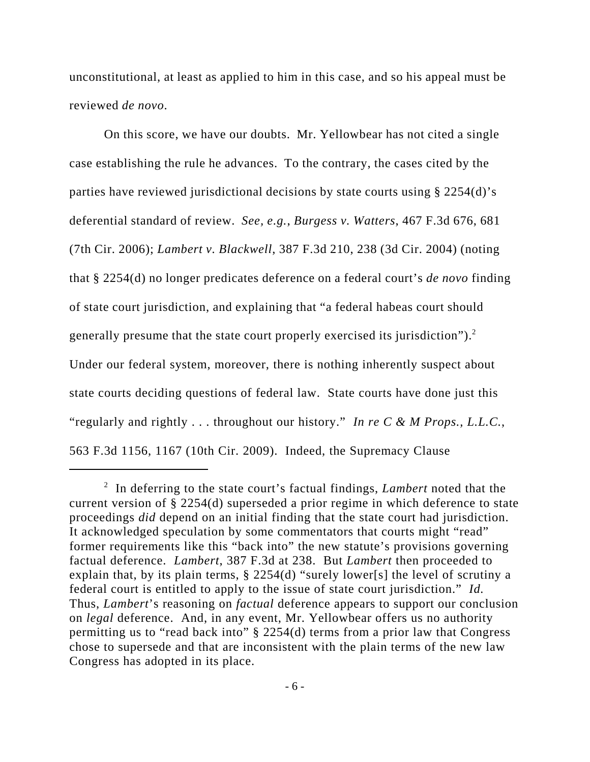unconstitutional, at least as applied to him in this case, and so his appeal must be reviewed *de novo*.

On this score, we have our doubts. Mr. Yellowbear has not cited a single case establishing the rule he advances. To the contrary, the cases cited by the parties have reviewed jurisdictional decisions by state courts using § 2254(d)'s deferential standard of review. *See, e.g.*, *Burgess v. Watters*, 467 F.3d 676, 681 (7th Cir. 2006); *Lambert v. Blackwell*, 387 F.3d 210, 238 (3d Cir. 2004) (noting that § 2254(d) no longer predicates deference on a federal court's *de novo* finding of state court jurisdiction, and explaining that "a federal habeas court should generally presume that the state court properly exercised its jurisdiction").[2] Under our federal system, moreover, there is nothing inherently suspect about state courts deciding questions of federal law. State courts have done just this "regularly and rightly . . . throughout our history." *In re C & M Props., L.L.C.*, 563 F.3d 1156, 1167 (10th Cir. 2009). Indeed, the Supremacy Clause

---

[2] In deferring to the state court's factual findings, *Lambert* noted that the current version of § 2254(d) superseded a prior regime in which deference to state proceedings *did* depend on an initial finding that the state court had jurisdiction. It acknowledged speculation by some commentators that courts might "read" former requirements like this "back into" the new statute's provisions governing factual deference. *Lambert*, 387 F.3d at 238. But *Lambert* then proceeded to explain that, by its plain terms, § 2254(d) "surely lower[s] the level of scrutiny a federal court is entitled to apply to the issue of state court jurisdiction." *Id.* Thus, *Lambert*'s reasoning on *factual* deference appears to support our conclusion on *legal* deference. And, in any event, Mr. Yellowbear offers us no authority permitting us to "read back into" § 2254(d) terms from a prior law that Congress chose to supersede and that are inconsistent with the plain terms of the new law Congress has adopted in its place.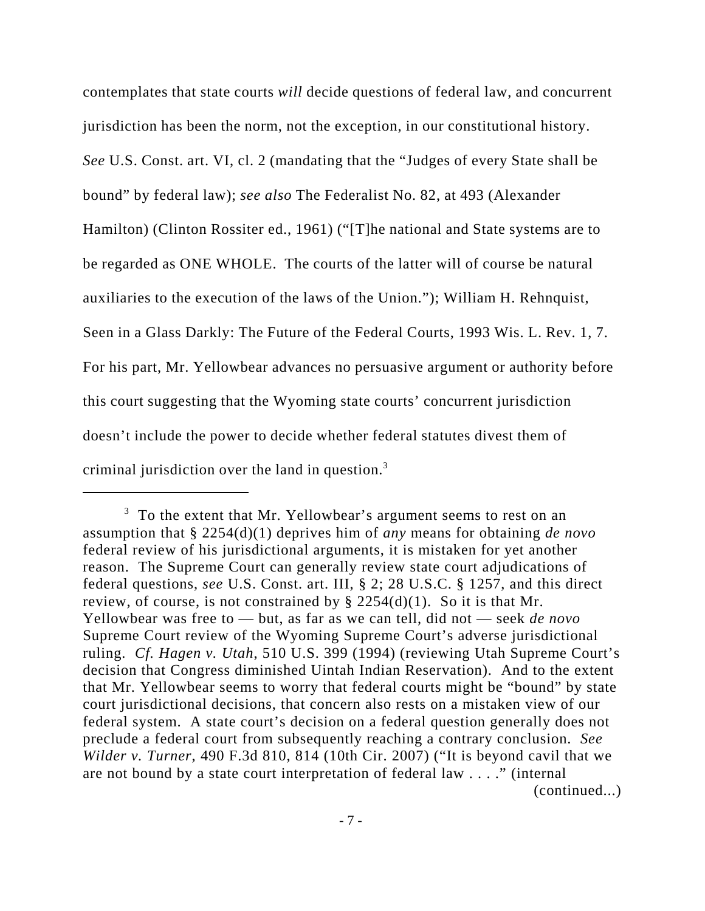contemplates that state courts *will* decide questions of federal law, and concurrent jurisdiction has been the norm, not the exception, in our constitutional history. *See* U.S. Const. art. VI, cl. 2 (mandating that the "Judges of every State shall be bound" by federal law); *see also* The Federalist No. 82, at 493 (Alexander Hamilton) (Clinton Rossiter ed., 1961) ("[T]he national and State systems are to be regarded as ONE WHOLE. The courts of the latter will of course be natural auxiliaries to the execution of the laws of the Union."); William H. Rehnquist, Seen in a Glass Darkly: The Future of the Federal Courts, 1993 Wis. L. Rev. 1, 7. For his part, Mr. Yellowbear advances no persuasive argument or authority before this court suggesting that the Wyoming state courts' concurrent jurisdiction doesn't include the power to decide whether federal statutes divest them of criminal jurisdiction over the land in question.[3]

---

[3] To the extent that Mr. Yellowbear's argument seems to rest on an assumption that § 2254(d)(1) deprives him of *any* means for obtaining *de novo* federal review of his jurisdictional arguments, it is mistaken for yet another reason. The Supreme Court can generally review state court adjudications of federal questions, *see* U.S. Const. art. III, § 2; 28 U.S.C. § 1257, and this direct review, of course, is not constrained by § 2254(d)(1). So it is that Mr. Yellowbear was free to — but, as far as we can tell, did not — seek *de novo* Supreme Court review of the Wyoming Supreme Court's adverse jurisdictional ruling. *Cf. Hagen v. Utah*, 510 U.S. 399 (1994) (reviewing Utah Supreme Court's decision that Congress diminished Uintah Indian Reservation). And to the extent that Mr. Yellowbear seems to worry that federal courts might be "bound" by state court jurisdictional decisions, that concern also rests on a mistaken view of our federal system. A state court's decision on a federal question generally does not preclude a federal court from subsequently reaching a contrary conclusion. *See Wilder v. Turner*, 490 F.3d 810, 814 (10th Cir. 2007) ("It is beyond cavil that we are not bound by a state court interpretation of federal law . . . ." (internal

(continued...)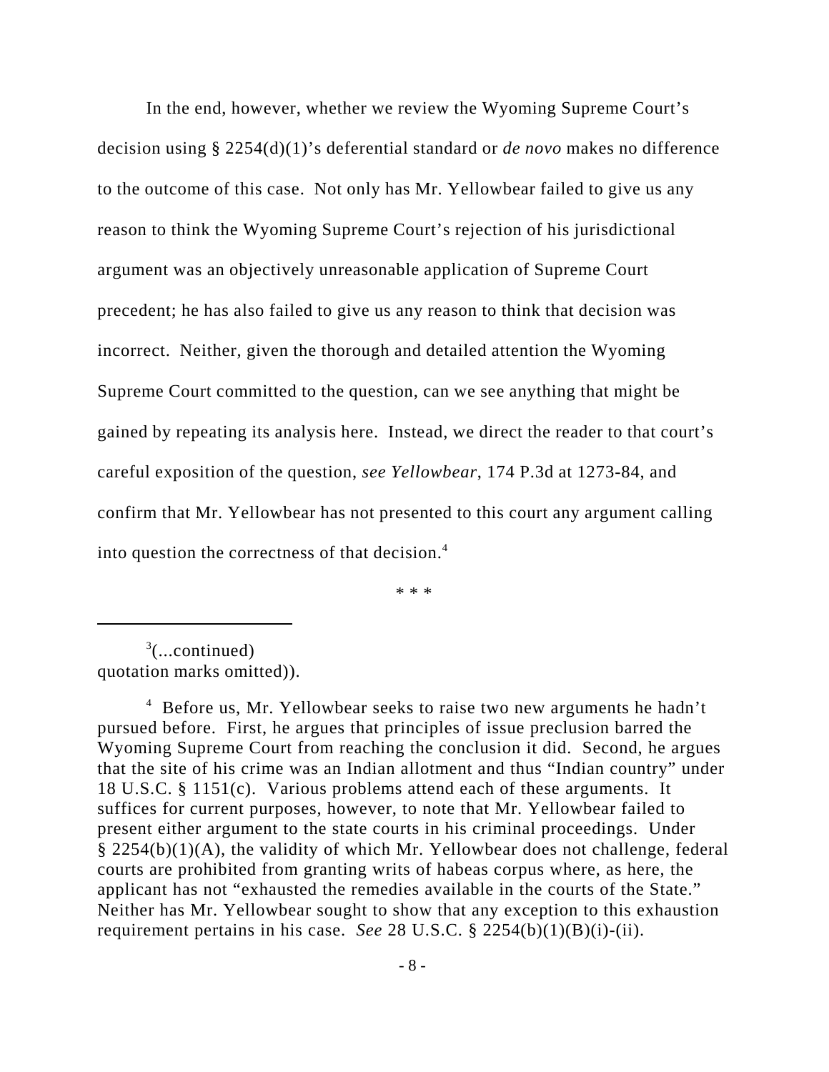In the end, however, whether we review the Wyoming Supreme Court's decision using § 2254(d)(1)'s deferential standard or *de novo* makes no difference to the outcome of this case. Not only has Mr. Yellowbear failed to give us any reason to think the Wyoming Supreme Court's rejection of his jurisdictional argument was an objectively unreasonable application of Supreme Court precedent; he has also failed to give us any reason to think that decision was incorrect. Neither, given the thorough and detailed attention the Wyoming Supreme Court committed to the question, can we see anything that might be gained by repeating its analysis here. Instead, we direct the reader to that court's careful exposition of the question, *see Yellowbear*, 174 P.3d at 1273-84, and confirm that Mr. Yellowbear has not presented to this court any argument calling into question the correctness of that decision.[4]

\* \* \*

---

[3](...continued)
quotation marks omitted)).

[4] Before us, Mr. Yellowbear seeks to raise two new arguments he hadn't pursued before. First, he argues that principles of issue preclusion barred the Wyoming Supreme Court from reaching the conclusion it did. Second, he argues that the site of his crime was an Indian allotment and thus "Indian country" under 18 U.S.C. § 1151(c). Various problems attend each of these arguments. It suffices for current purposes, however, to note that Mr. Yellowbear failed to present either argument to the state courts in his criminal proceedings. Under § 2254(b)(1)(A), the validity of which Mr. Yellowbear does not challenge, federal courts are prohibited from granting writs of habeas corpus where, as here, the applicant has not "exhausted the remedies available in the courts of the State." Neither has Mr. Yellowbear sought to show that any exception to this exhaustion requirement pertains in his case. *See* 28 U.S.C. § 2254(b)(1)(B)(i)-(ii).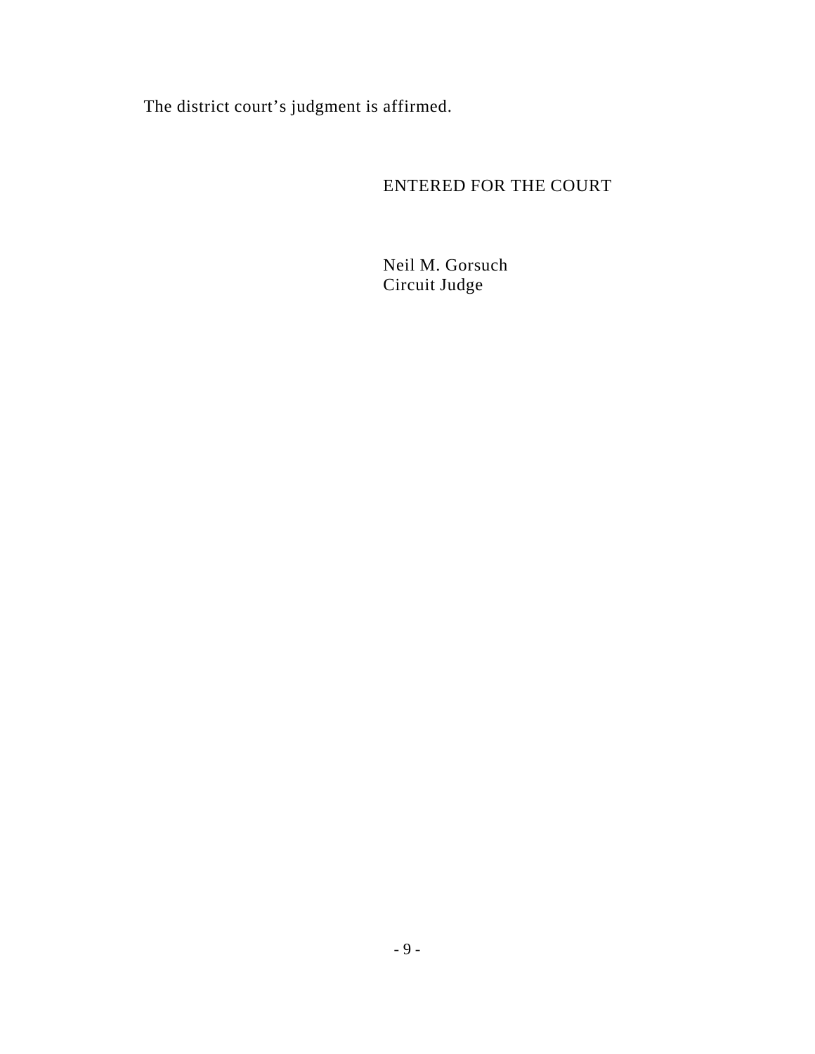The district court's judgment is affirmed.

ENTERED FOR THE COURT

Neil M. Gorsuch
Circuit Judge